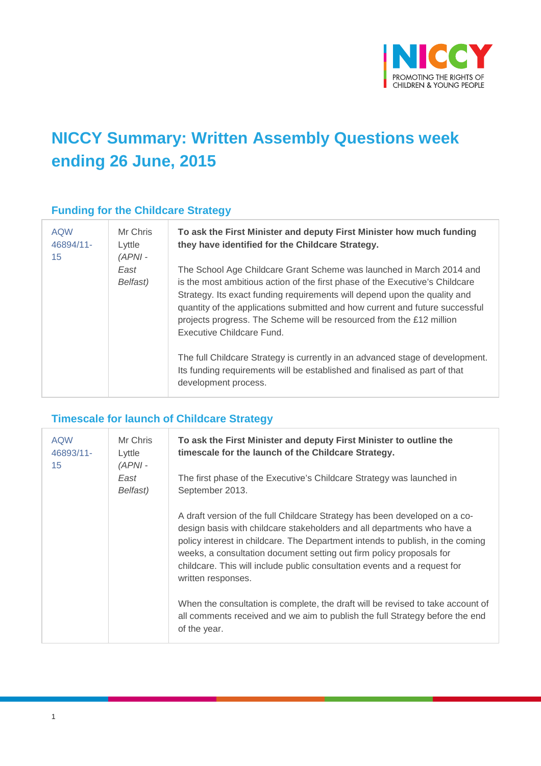# NICCY Summary: Written Assembly Questions week ending 26 June, 2015

## Funding for the Childcare Strategy

| | | |
|---|---|---|
| AQW 46894/11-15 | Mr Chris Lyttle *(APNI - East Belfast)* | **To ask the First Minister and deputy First Minister how much funding they have identified for the Childcare Strategy.**<br><br>The School Age Childcare Grant Scheme was launched in March 2014 and is the most ambitious action of the first phase of the Executive's Childcare Strategy. Its exact funding requirements will depend upon the quality and quantity of the applications submitted and how current and future successful projects progress. The Scheme will be resourced from the £12 million Executive Childcare Fund.<br><br>The full Childcare Strategy is currently in an advanced stage of development. Its funding requirements will be established and finalised as part of that development process. |

## Timescale for launch of Childcare Strategy

| | | |
|---|---|---|
| AQW 46893/11-15 | Mr Chris Lyttle *(APNI - East Belfast)* | **To ask the First Minister and deputy First Minister to outline the timescale for the launch of the Childcare Strategy.**<br><br>The first phase of the Executive's Childcare Strategy was launched in September 2013.<br><br>A draft version of the full Childcare Strategy has been developed on a co-design basis with childcare stakeholders and all departments who have a policy interest in childcare. The Department intends to publish, in the coming weeks, a consultation document setting out firm policy proposals for childcare. This will include public consultation events and a request for written responses.<br><br>When the consultation is complete, the draft will be revised to take account of all comments received and we aim to publish the full Strategy before the end of the year. |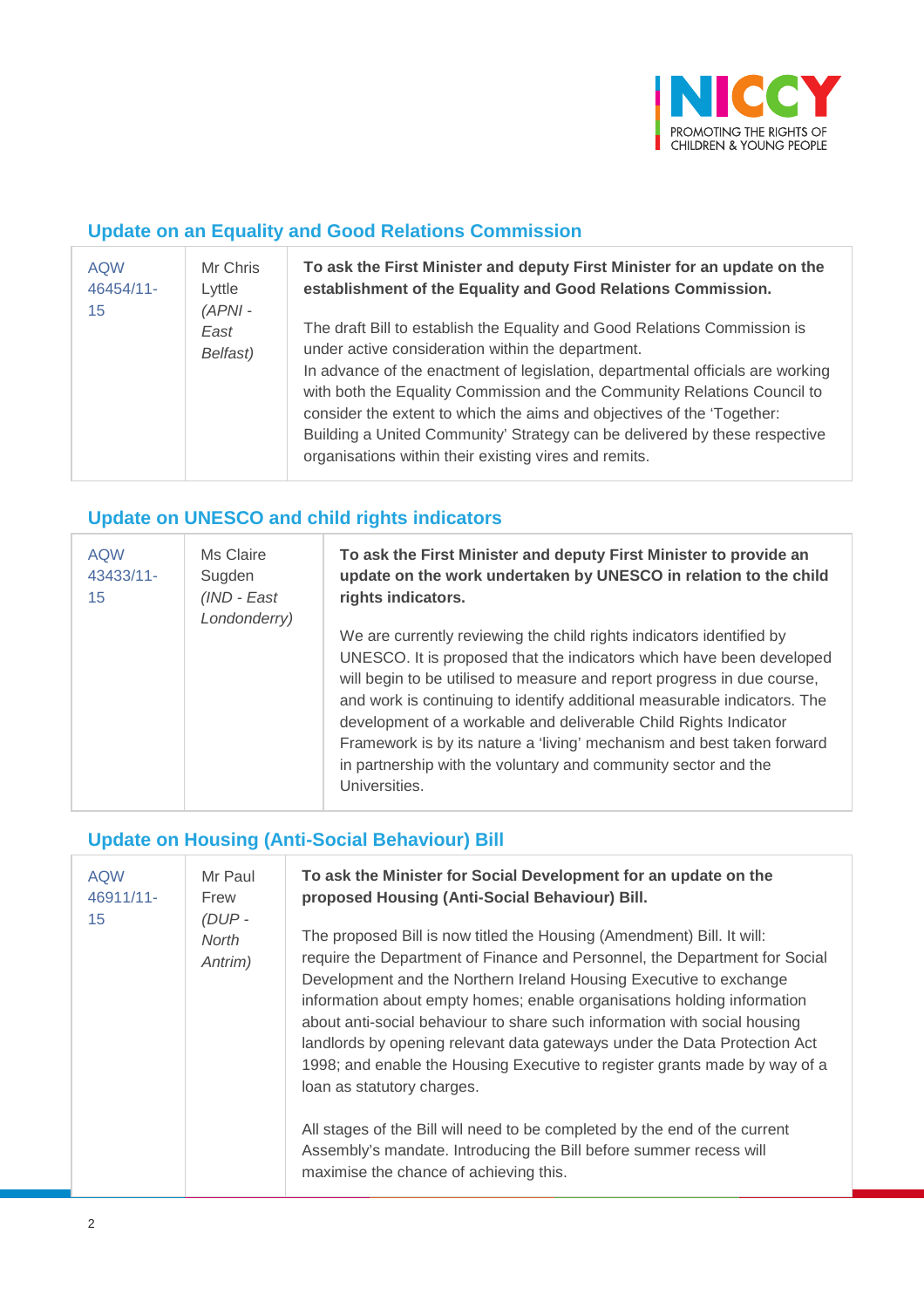## Update on an Equality and Good Relations Commission

| | | |
|---|---|---|
| AQW 46454/11-15 | Mr Chris Lyttle *(APNI - East Belfast)* | **To ask the First Minister and deputy First Minister for an update on the establishment of the Equality and Good Relations Commission.**<br><br>The draft Bill to establish the Equality and Good Relations Commission is under active consideration within the department.<br>In advance of the enactment of legislation, departmental officials are working with both the Equality Commission and the Community Relations Council to consider the extent to which the aims and objectives of the 'Together: Building a United Community' Strategy can be delivered by these respective organisations within their existing vires and remits. |

## Update on UNESCO and child rights indicators

| | | |
|---|---|---|
| AQW 43433/11-15 | Ms Claire Sugden *(IND - East Londonderry)* | **To ask the First Minister and deputy First Minister to provide an update on the work undertaken by UNESCO in relation to the child rights indicators.**<br><br>We are currently reviewing the child rights indicators identified by UNESCO. It is proposed that the indicators which have been developed will begin to be utilised to measure and report progress in due course, and work is continuing to identify additional measurable indicators. The development of a workable and deliverable Child Rights Indicator Framework is by its nature a 'living' mechanism and best taken forward in partnership with the voluntary and community sector and the Universities. |

## Update on Housing (Anti-Social Behaviour) Bill

| | | |
|---|---|---|
| AQW 46911/11-15 | Mr Paul Frew *(DUP - North Antrim)* | **To ask the Minister for Social Development for an update on the proposed Housing (Anti-Social Behaviour) Bill.**<br><br>The proposed Bill is now titled the Housing (Amendment) Bill. It will: require the Department of Finance and Personnel, the Department for Social Development and the Northern Ireland Housing Executive to exchange information about empty homes; enable organisations holding information about anti-social behaviour to share such information with social housing landlords by opening relevant data gateways under the Data Protection Act 1998; and enable the Housing Executive to register grants made by way of a loan as statutory charges.<br><br>All stages of the Bill will need to be completed by the end of the current Assembly's mandate. Introducing the Bill before summer recess will maximise the chance of achieving this. |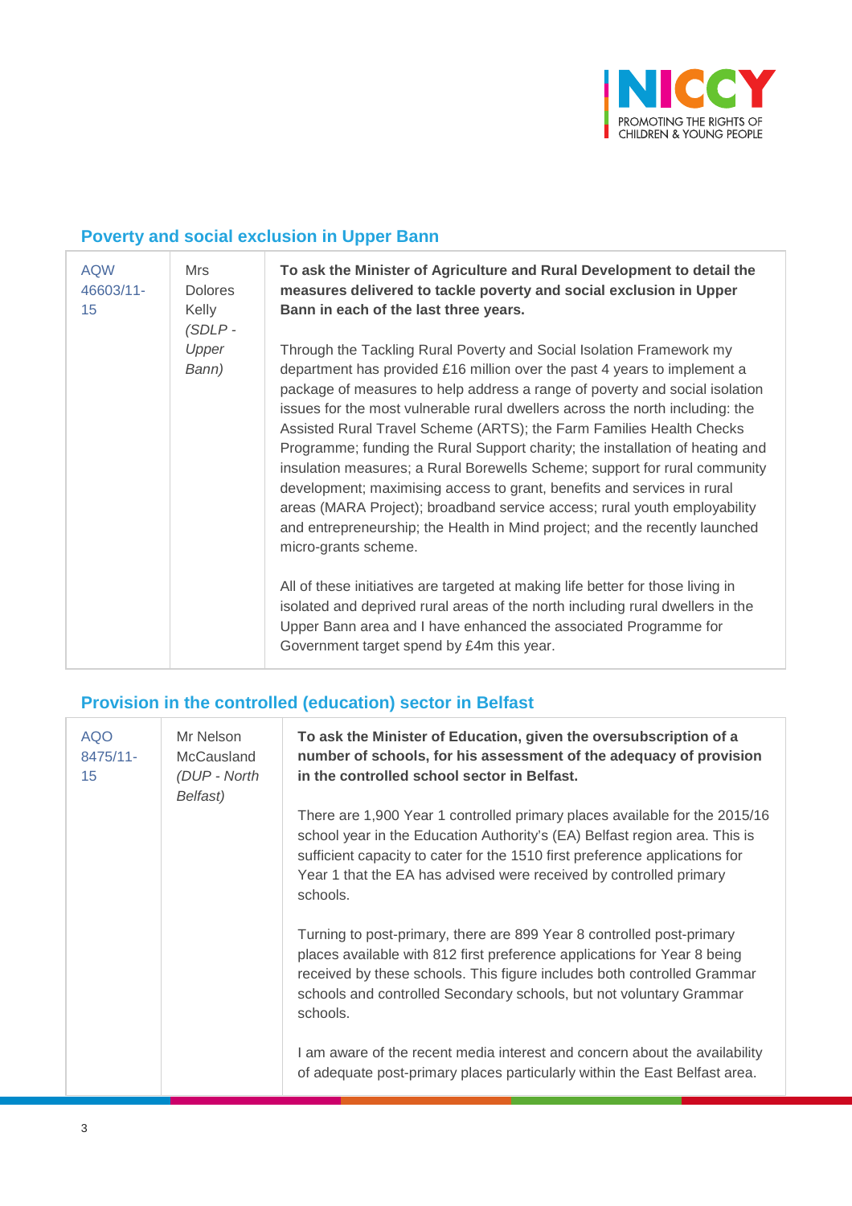## Poverty and social exclusion in Upper Bann

| AQW 46603/11-15 | Mrs Dolores Kelly *(SDLP - Upper Bann)* | **To ask the Minister of Agriculture and Rural Development to detail the measures delivered to tackle poverty and social exclusion in Upper Bann in each of the last three years.**<br><br>Through the Tackling Rural Poverty and Social Isolation Framework my department has provided £16 million over the past 4 years to implement a package of measures to help address a range of poverty and social isolation issues for the most vulnerable rural dwellers across the north including: the Assisted Rural Travel Scheme (ARTS); the Farm Families Health Checks Programme; funding the Rural Support charity; the installation of heating and insulation measures; a Rural Borewells Scheme; support for rural community development; maximising access to grant, benefits and services in rural areas (MARA Project); broadband service access; rural youth employability and entrepreneurship; the Health in Mind project; and the recently launched micro-grants scheme.<br><br>All of these initiatives are targeted at making life better for those living in isolated and deprived rural areas of the north including rural dwellers in the Upper Bann area and I have enhanced the associated Programme for Government target spend by £4m this year. |
|---|---|---|

## Provision in the controlled (education) sector in Belfast

| AQO 8475/11-15 | Mr Nelson McCausland *(DUP - North Belfast)* | **To ask the Minister of Education, given the oversubscription of a number of schools, for his assessment of the adequacy of provision in the controlled school sector in Belfast.**<br><br>There are 1,900 Year 1 controlled primary places available for the 2015/16 school year in the Education Authority's (EA) Belfast region area. This is sufficient capacity to cater for the 1510 first preference applications for Year 1 that the EA has advised were received by controlled primary schools.<br><br>Turning to post-primary, there are 899 Year 8 controlled post-primary places available with 812 first preference applications for Year 8 being received by these schools. This figure includes both controlled Grammar schools and controlled Secondary schools, but not voluntary Grammar schools.<br><br>I am aware of the recent media interest and concern about the availability of adequate post-primary places particularly within the East Belfast area. |
|---|---|---|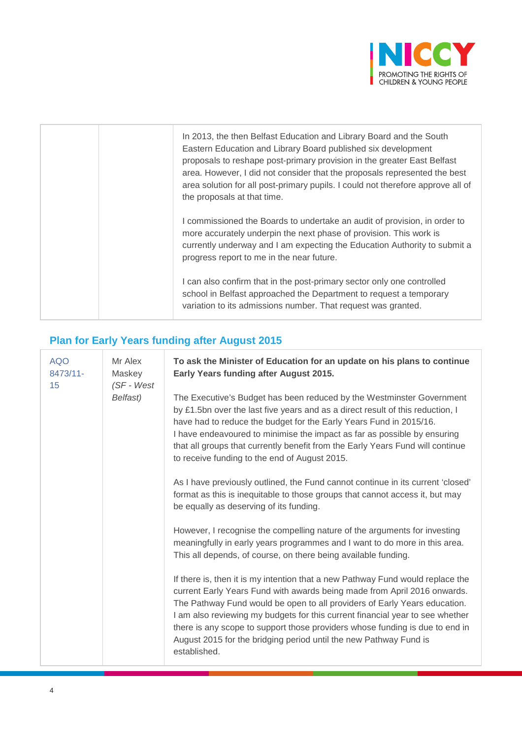| | | |
|---|---|---|
| | | In 2013, the then Belfast Education and Library Board and the South Eastern Education and Library Board published six development proposals to reshape post-primary provision in the greater East Belfast area. However, I did not consider that the proposals represented the best area solution for all post-primary pupils. I could not therefore approve all of the proposals at that time.<br><br>I commissioned the Boards to undertake an audit of provision, in order to more accurately underpin the next phase of provision. This work is currently underway and I am expecting the Education Authority to submit a progress report to me in the near future.<br><br>I can also confirm that in the post-primary sector only one controlled school in Belfast approached the Department to request a temporary variation to its admissions number. That request was granted. |

## Plan for Early Years funding after August 2015

| | | |
|---|---|---|
| AQO 8473/11-15 | Mr Alex Maskey *(SF - West Belfast)* | **To ask the Minister of Education for an update on his plans to continue Early Years funding after August 2015.**<br><br>The Executive's Budget has been reduced by the Westminster Government by £1.5bn over the last five years and as a direct result of this reduction, I have had to reduce the budget for the Early Years Fund in 2015/16. I have endeavoured to minimise the impact as far as possible by ensuring that all groups that currently benefit from the Early Years Fund will continue to receive funding to the end of August 2015.<br><br>As I have previously outlined, the Fund cannot continue in its current 'closed' format as this is inequitable to those groups that cannot access it, but may be equally as deserving of its funding.<br><br>However, I recognise the compelling nature of the arguments for investing meaningfully in early years programmes and I want to do more in this area. This all depends, of course, on there being available funding.<br><br>If there is, then it is my intention that a new Pathway Fund would replace the current Early Years Fund with awards being made from April 2016 onwards. The Pathway Fund would be open to all providers of Early Years education. I am also reviewing my budgets for this current financial year to see whether there is any scope to support those providers whose funding is due to end in August 2015 for the bridging period until the new Pathway Fund is established. |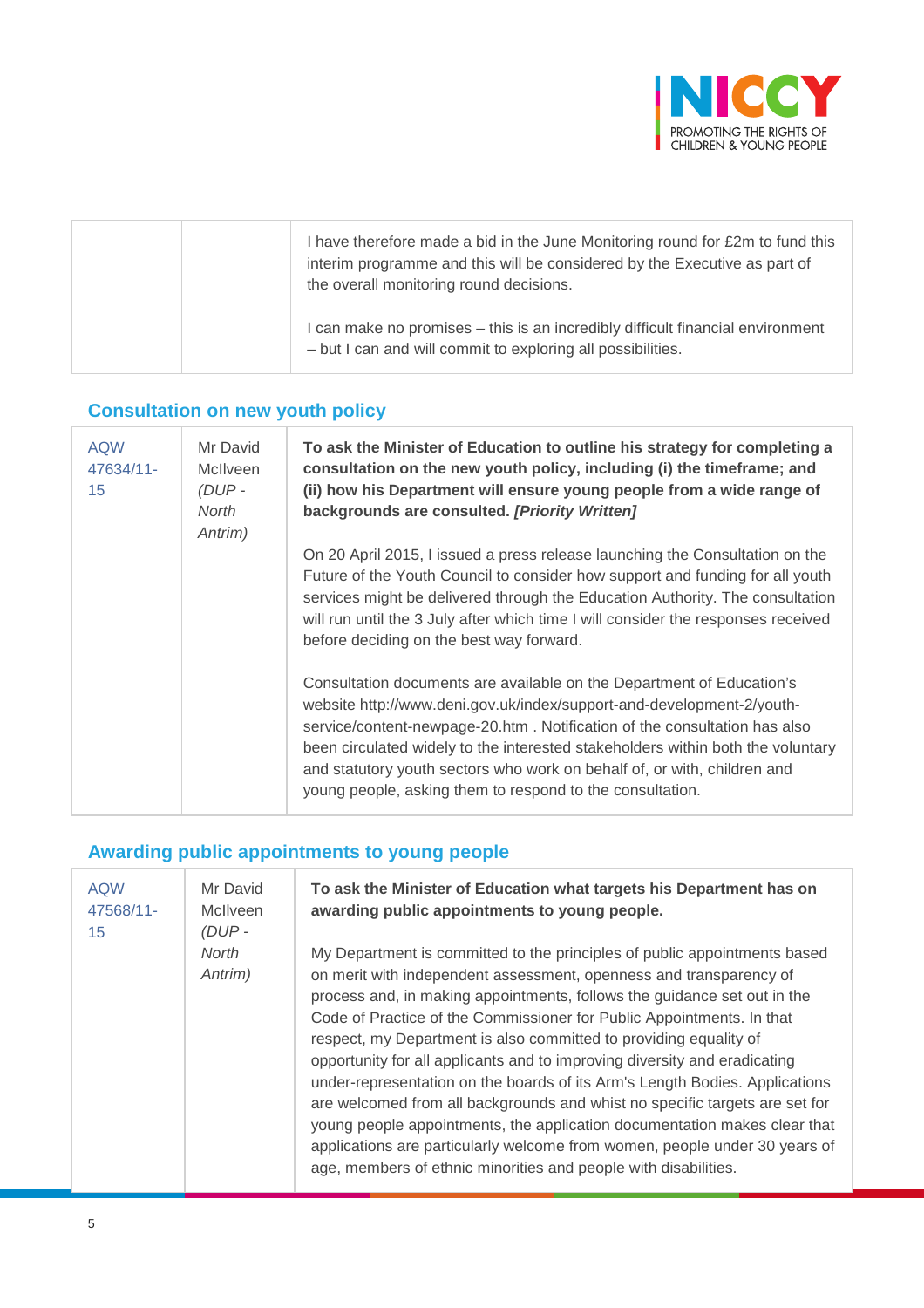| | | |
|---|---|---|
| | | I have therefore made a bid in the June Monitoring round for £2m to fund this interim programme and this will be considered by the Executive as part of the overall monitoring round decisions.<br><br>I can make no promises – this is an incredibly difficult financial environment – but I can and will commit to exploring all possibilities. |

## Consultation on new youth policy

| | | |
|---|---|---|
| AQW 47634/11-15 | Mr David McIlveen *(DUP - North Antrim)* | **To ask the Minister of Education to outline his strategy for completing a consultation on the new youth policy, including (i) the timeframe; and (ii) how his Department will ensure young people from a wide range of backgrounds are consulted. *[Priority Written]***<br><br>On 20 April 2015, I issued a press release launching the Consultation on the Future of the Youth Council to consider how support and funding for all youth services might be delivered through the Education Authority. The consultation will run until the 3 July after which time I will consider the responses received before deciding on the best way forward.<br><br>Consultation documents are available on the Department of Education's website http://www.deni.gov.uk/index/support-and-development-2/youth-service/content-newpage-20.htm . Notification of the consultation has also been circulated widely to the interested stakeholders within both the voluntary and statutory youth sectors who work on behalf of, or with, children and young people, asking them to respond to the consultation. |

## Awarding public appointments to young people

| | | |
|---|---|---|
| AQW 47568/11-15 | Mr David McIlveen *(DUP - North Antrim)* | **To ask the Minister of Education what targets his Department has on awarding public appointments to young people.**<br><br>My Department is committed to the principles of public appointments based on merit with independent assessment, openness and transparency of process and, in making appointments, follows the guidance set out in the Code of Practice of the Commissioner for Public Appointments. In that respect, my Department is also committed to providing equality of opportunity for all applicants and to improving diversity and eradicating under-representation on the boards of its Arm's Length Bodies. Applications are welcomed from all backgrounds and whilst no specific targets are set for young people appointments, the application documentation makes clear that applications are particularly welcome from women, people under 30 years of age, members of ethnic minorities and people with disabilities. |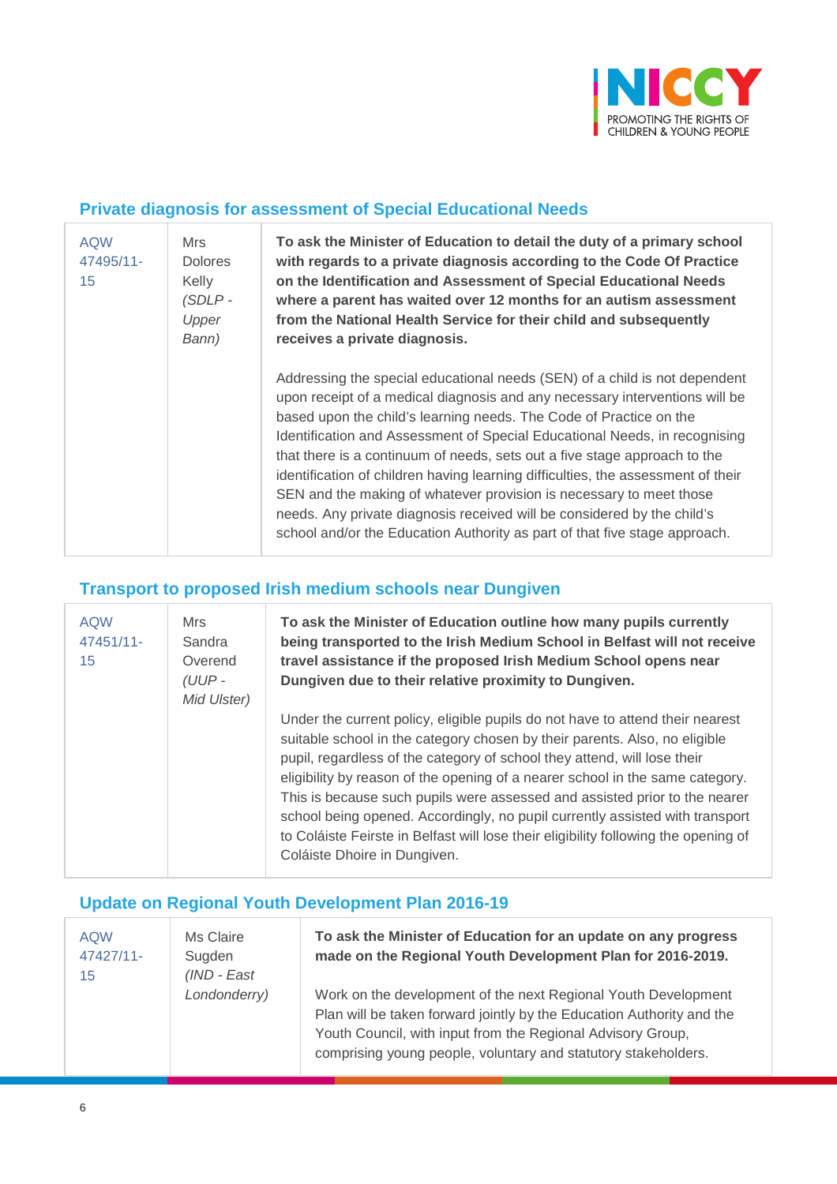## Private diagnosis for assessment of Special Educational Needs

| | | |
|---|---|---|
| AQW 47495/11-15 | Mrs Dolores Kelly *(SDLP - Upper Bann)* | **To ask the Minister of Education to detail the duty of a primary school with regards to a private diagnosis according to the Code Of Practice on the Identification and Assessment of Special Educational Needs where a parent has waited over 12 months for an autism assessment from the National Health Service for their child and subsequently receives a private diagnosis.**<br><br>Addressing the special educational needs (SEN) of a child is not dependent upon receipt of a medical diagnosis and any necessary interventions will be based upon the child's learning needs. The Code of Practice on the Identification and Assessment of Special Educational Needs, in recognising that there is a continuum of needs, sets out a five stage approach to the identification of children having learning difficulties, the assessment of their SEN and the making of whatever provision is necessary to meet those needs. Any private diagnosis received will be considered by the child's school and/or the Education Authority as part of that five stage approach. |

## Transport to proposed Irish medium schools near Dungiven

| | | |
|---|---|---|
| AQW 47451/11-15 | Mrs Sandra Overend *(UUP - Mid Ulster)* | **To ask the Minister of Education outline how many pupils currently being transported to the Irish Medium School in Belfast will not receive travel assistance if the proposed Irish Medium School opens near Dungiven due to their relative proximity to Dungiven.**<br><br>Under the current policy, eligible pupils do not have to attend their nearest suitable school in the category chosen by their parents. Also, no eligible pupil, regardless of the category of school they attend, will lose their eligibility by reason of the opening of a nearer school in the same category. This is because such pupils were assessed and assisted prior to the nearer school being opened. Accordingly, no pupil currently assisted with transport to Coláiste Feirste in Belfast will lose their eligibility following the opening of Coláiste Dhoire in Dungiven. |

## Update on Regional Youth Development Plan 2016-19

| | | |
|---|---|---|
| AQW 47427/11-15 | Ms Claire Sugden *(IND - East Londonderry)* | **To ask the Minister of Education for an update on any progress made on the Regional Youth Development Plan for 2016-2019.**<br><br>Work on the development of the next Regional Youth Development Plan will be taken forward jointly by the Education Authority and the Youth Council, with input from the Regional Advisory Group, comprising young people, voluntary and statutory stakeholders. |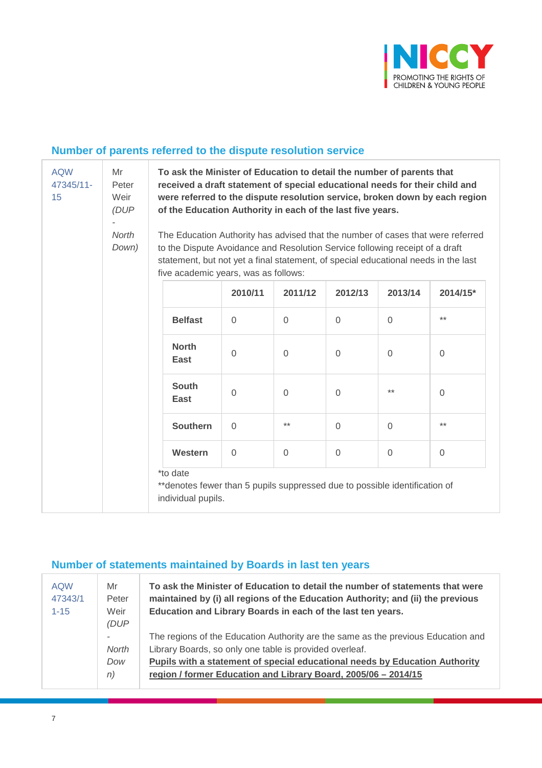## Number of parents referred to the dispute resolution service

| | | |
|---|---|---|
| AQW 47345/11-15 | Mr Peter Weir *(DUP - North Down)* | **To ask the Minister of Education to detail the number of parents that received a draft statement of special educational needs for their child and were referred to the dispute resolution service, broken down by each region of the Education Authority in each of the last five years.** The Education Authority has advised that the number of cases that were referred to the Dispute Avoidance and Resolution Service following receipt of a draft statement, but not yet a final statement, of special educational needs in the last five academic years, was as follows: |

| | 2010/11 | 2011/12 | 2012/13 | 2013/14 | 2014/15* |
|---|---|---|---|---|---|
| **Belfast** | 0 | 0 | 0 | 0 | ** |
| **North East** | 0 | 0 | 0 | 0 | 0 |
| **South East** | 0 | 0 | 0 | ** | 0 |
| **Southern** | 0 | ** | 0 | 0 | ** |
| **Western** | 0 | 0 | 0 | 0 | 0 |

*to date
**denotes fewer than 5 pupils suppressed due to possible identification of individual pupils.

## Number of statements maintained by Boards in last ten years

| | | |
|---|---|---|
| AQW 47343/11-15 | Mr Peter Weir *(DUP - North Down)* | **To ask the Minister of Education to detail the number of statements that were maintained by (i) all regions of the Education Authority; and (ii) the previous Education and Library Boards in each of the last ten years.** The regions of the Education Authority are the same as the previous Education and Library Boards, so only one table is provided overleaf. **Pupils with a statement of special educational needs by Education Authority region / former Education and Library Board, 2005/06 – 2014/15** |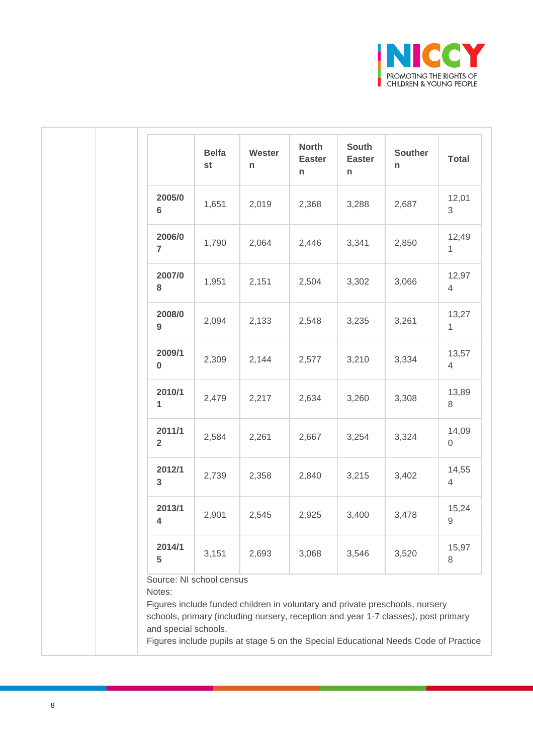| | Belfast | Western | North Eastern | South Eastern | Southern | Total |
|---|---|---|---|---|---|---|
| 2005/06 | 1,651 | 2,019 | 2,368 | 3,288 | 2,687 | 12,013 |
| 2006/07 | 1,790 | 2,064 | 2,446 | 3,341 | 2,850 | 12,491 |
| 2007/08 | 1,951 | 2,151 | 2,504 | 3,302 | 3,066 | 12,974 |
| 2008/09 | 2,094 | 2,133 | 2,548 | 3,235 | 3,261 | 13,271 |
| 2009/10 | 2,309 | 2,144 | 2,577 | 3,210 | 3,334 | 13,574 |
| 2010/11 | 2,479 | 2,217 | 2,634 | 3,260 | 3,308 | 13,898 |
| 2011/12 | 2,584 | 2,261 | 2,667 | 3,254 | 3,324 | 14,090 |
| 2012/13 | 2,739 | 2,358 | 2,840 | 3,215 | 3,402 | 14,554 |
| 2013/14 | 2,901 | 2,545 | 2,925 | 3,400 | 3,478 | 15,249 |
| 2014/15 | 3,151 | 2,693 | 3,068 | 3,546 | 3,520 | 15,978 |

Source: NI school census

Notes:

Figures include funded children in voluntary and private preschools, nursery schools, primary (including nursery, reception and year 1-7 classes), post primary and special schools.

Figures include pupils at stage 5 on the Special Educational Needs Code of Practice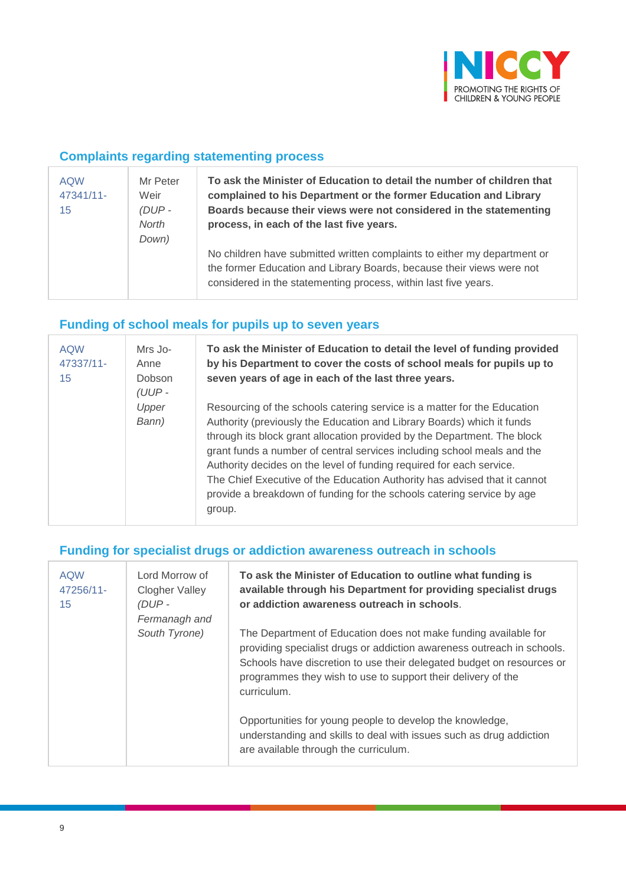### Complaints regarding statementing process

| AQW 47341/11-15 | Mr Peter Weir *(DUP - North Down)* | **To ask the Minister of Education to detail the number of children that complained to his Department or the former Education and Library Boards because their views were not considered in the statementing process, in each of the last five years.**<br><br>No children have submitted written complaints to either my department or the former Education and Library Boards, because their views were not considered in the statementing process, within last five years. |
|---|---|---|

### Funding of school meals for pupils up to seven years

| AQW 47337/11-15 | Mrs Jo-Anne Dobson *(UUP - Upper Bann)* | **To ask the Minister of Education to detail the level of funding provided by his Department to cover the costs of school meals for pupils up to seven years of age in each of the last three years.**<br><br>Resourcing of the schools catering service is a matter for the Education Authority (previously the Education and Library Boards) which it funds through its block grant allocation provided by the Department. The block grant funds a number of central services including school meals and the Authority decides on the level of funding required for each service. The Chief Executive of the Education Authority has advised that it cannot provide a breakdown of funding for the schools catering service by age group. |
|---|---|---|

### Funding for specialist drugs or addiction awareness outreach in schools

| AQW 47256/11-15 | Lord Morrow of Clogher Valley *(DUP - Fermanagh and South Tyrone)* | **To ask the Minister of Education to outline what funding is available through his Department for providing specialist drugs or addiction awareness outreach in schools**.<br><br>The Department of Education does not make funding available for providing specialist drugs or addiction awareness outreach in schools. Schools have discretion to use their delegated budget on resources or programmes they wish to use to support their delivery of the curriculum.<br><br>Opportunities for young people to develop the knowledge, understanding and skills to deal with issues such as drug addiction are available through the curriculum. |
|---|---|---|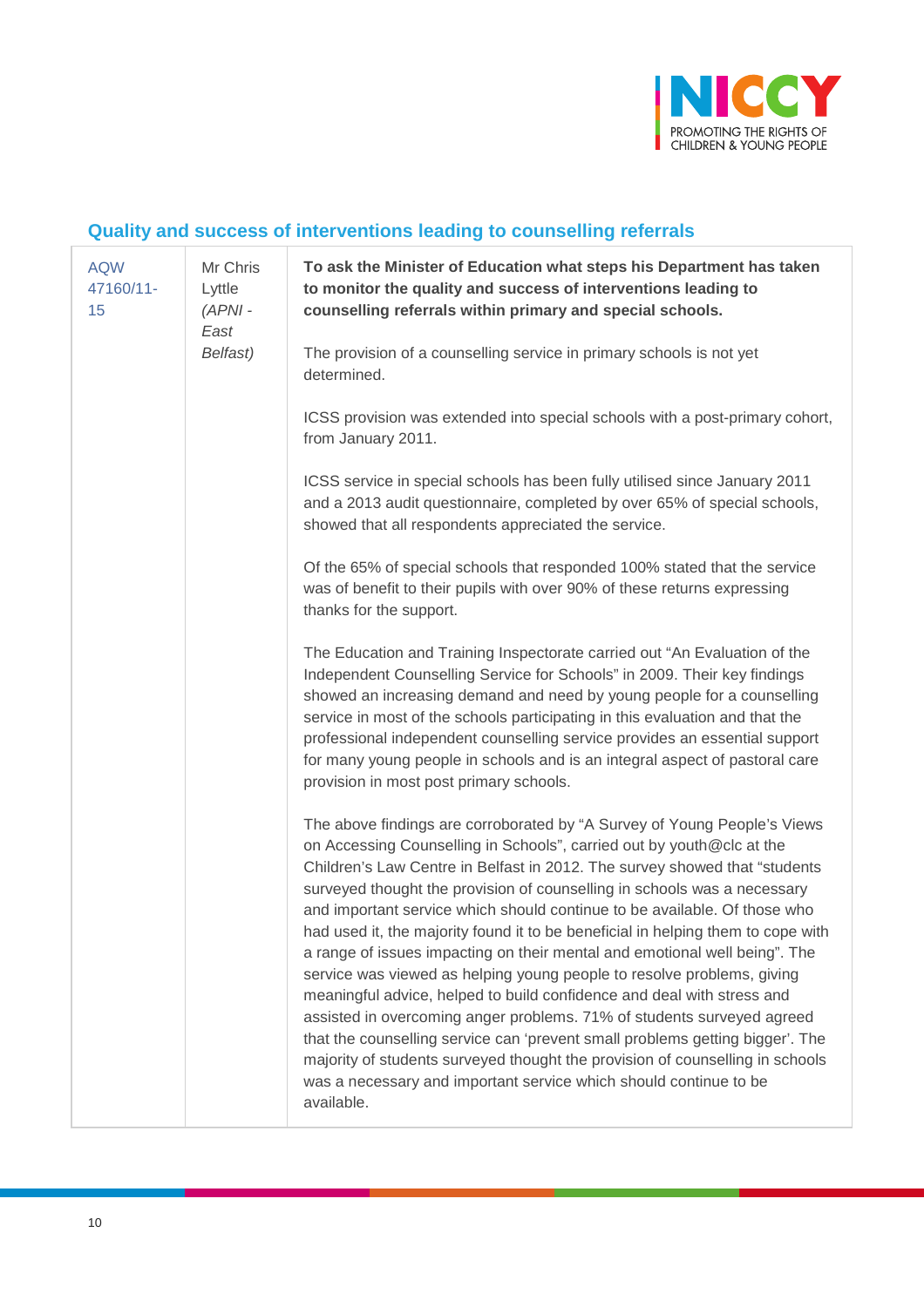## Quality and success of interventions leading to counselling referrals

| | | |
|---|---|---|
| AQW 47160/11-15 | Mr Chris Lyttle *(APNI - East Belfast)* | **To ask the Minister of Education what steps his Department has taken to monitor the quality and success of interventions leading to counselling referrals within primary and special schools.**<br><br>The provision of a counselling service in primary schools is not yet determined.<br><br>ICSS provision was extended into special schools with a post-primary cohort, from January 2011.<br><br>ICSS service in special schools has been fully utilised since January 2011 and a 2013 audit questionnaire, completed by over 65% of special schools, showed that all respondents appreciated the service.<br><br>Of the 65% of special schools that responded 100% stated that the service was of benefit to their pupils with over 90% of these returns expressing thanks for the support.<br><br>The Education and Training Inspectorate carried out "An Evaluation of the Independent Counselling Service for Schools" in 2009. Their key findings showed an increasing demand and need by young people for a counselling service in most of the schools participating in this evaluation and that the professional independent counselling service provides an essential support for many young people in schools and is an integral aspect of pastoral care provision in most post primary schools.<br><br>The above findings are corroborated by "A Survey of Young People's Views on Accessing Counselling in Schools", carried out by youth@clc at the Children's Law Centre in Belfast in 2012. The survey showed that "students surveyed thought the provision of counselling in schools was a necessary and important service which should continue to be available. Of those who had used it, the majority found it to be beneficial in helping them to cope with a range of issues impacting on their mental and emotional well being". The service was viewed as helping young people to resolve problems, giving meaningful advice, helped to build confidence and deal with stress and assisted in overcoming anger problems. 71% of students surveyed agreed that the counselling service can 'prevent small problems getting bigger'. The majority of students surveyed thought the provision of counselling in schools was a necessary and important service which should continue to be available. |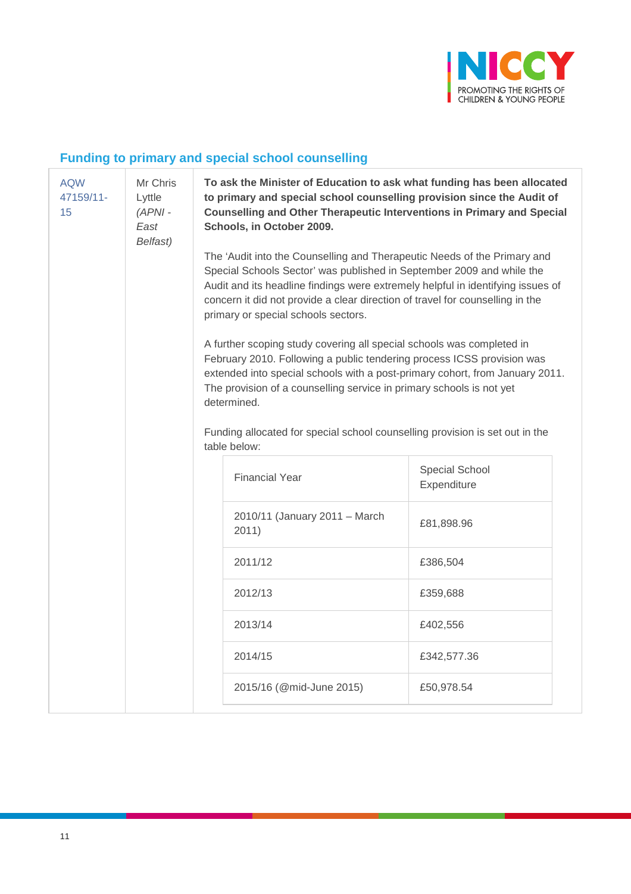## Funding to primary and special school counselling

| AQW 47159/11-15 | Mr Chris Lyttle *(APNI - East Belfast)* | **To ask the Minister of Education to ask what funding has been allocated to primary and special school counselling provision since the Audit of Counselling and Other Therapeutic Interventions in Primary and Special Schools, in October 2009.** |
|---|---|---|

The 'Audit into the Counselling and Therapeutic Needs of the Primary and Special Schools Sector' was published in September 2009 and while the Audit and its headline findings were extremely helpful in identifying issues of concern it did not provide a clear direction of travel for counselling in the primary or special schools sectors.

A further scoping study covering all special schools was completed in February 2010. Following a public tendering process ICSS provision was extended into special schools with a post-primary cohort, from January 2011. The provision of a counselling service in primary schools is not yet determined.

Funding allocated for special school counselling provision is set out in the table below:

| Financial Year | Special School Expenditure |
|---|---|
| 2010/11 (January 2011 – March 2011) | £81,898.96 |
| 2011/12 | £386,504 |
| 2012/13 | £359,688 |
| 2013/14 | £402,556 |
| 2014/15 | £342,577.36 |
| 2015/16 (@mid-June 2015) | £50,978.54 |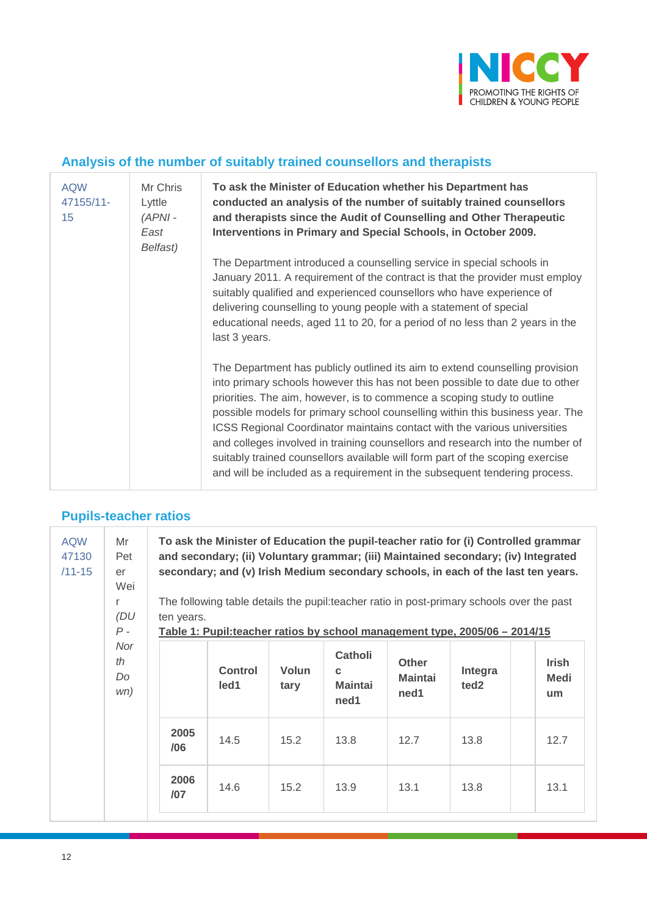## Analysis of the number of suitably trained counsellors and therapists

| | | |
|---|---|---|
| AQW 47155/11-15 | Mr Chris Lyttle *(APNI - East Belfast)* | **To ask the Minister of Education whether his Department has conducted an analysis of the number of suitably trained counsellors and therapists since the Audit of Counselling and Other Therapeutic Interventions in Primary and Special Schools, in October 2009.**<br><br>The Department introduced a counselling service in special schools in January 2011. A requirement of the contract is that the provider must employ suitably qualified and experienced counsellors who have experience of delivering counselling to young people with a statement of special educational needs, aged 11 to 20, for a period of no less than 2 years in the last 3 years.<br><br>The Department has publicly outlined its aim to extend counselling provision into primary schools however this has not been possible to date due to other priorities. The aim, however, is to commence a scoping study to outline possible models for primary school counselling within this business year. The ICSS Regional Coordinator maintains contact with the various universities and colleges involved in training counsellors and research into the number of suitably trained counsellors available will form part of the scoping exercise and will be included as a requirement in the subsequent tendering process. |

## Pupils-teacher ratios

| | | |
|---|---|---|
| AQW 47130/11-15 | Mr Peter Weir *(DUP - North Down)* | **To ask the Minister of Education the pupil-teacher ratio for (i) Controlled grammar and secondary; (ii) Voluntary grammar; (iii) Maintained secondary; (iv) Integrated secondary; and (v) Irish Medium secondary schools, in each of the last ten years.**<br><br>The following table details the pupil:teacher ratio in post-primary schools over the past ten years. |

**Table 1: Pupil:teacher ratios by school management type, 2005/06 – 2014/15**

| | Controlled1 | Voluntary | Catholic Maintained1 | Other Maintained1 | Integrated2 | | Irish Medium |
|---|---|---|---|---|---|---|---|
| **2005/06** | 14.5 | 15.2 | 13.8 | 12.7 | 13.8 | | 12.7 |
| **2006/07** | 14.6 | 15.2 | 13.9 | 13.1 | 13.8 | | 13.1 |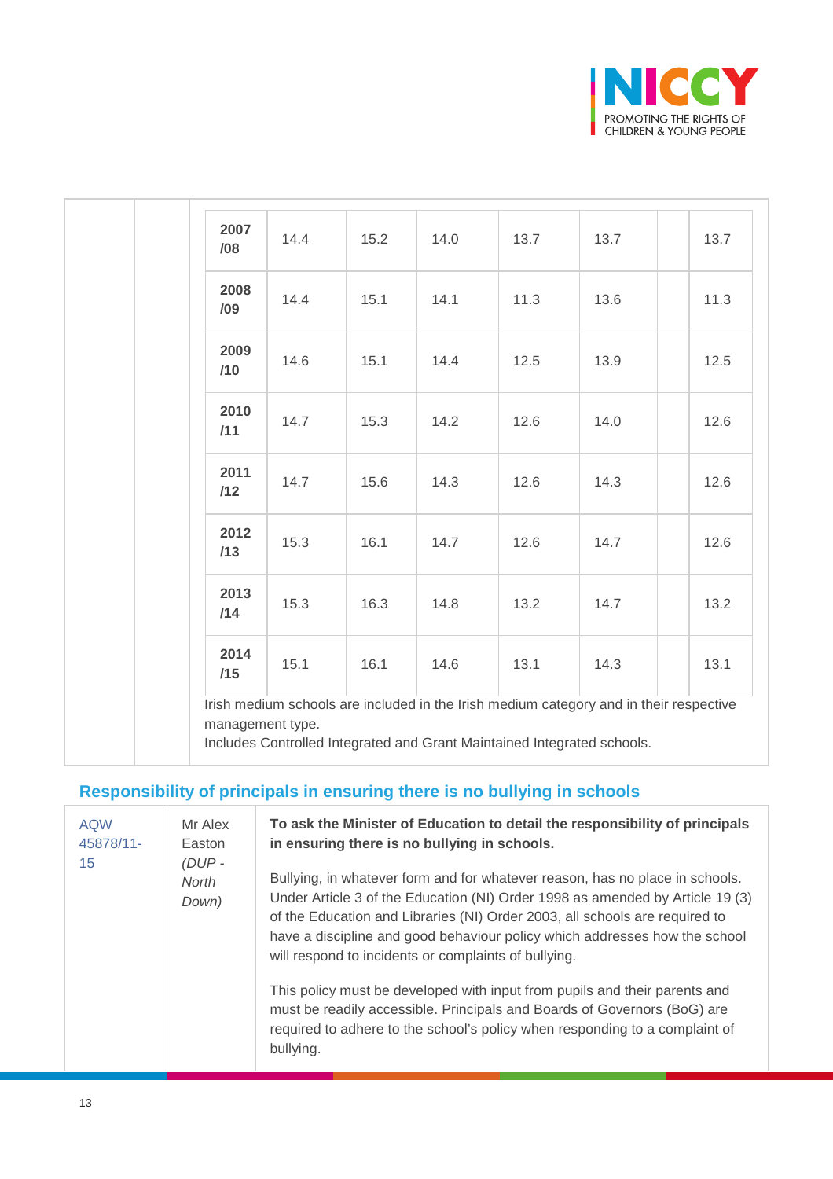| | | | | | | | |
|---|---|---|---|---|---|---|---|
| **2007 /08** | 14.4 | 15.2 | 14.0 | 13.7 | 13.7 | | 13.7 |
| **2008 /09** | 14.4 | 15.1 | 14.1 | 11.3 | 13.6 | | 11.3 |
| **2009 /10** | 14.6 | 15.1 | 14.4 | 12.5 | 13.9 | | 12.5 |
| **2010 /11** | 14.7 | 15.3 | 14.2 | 12.6 | 14.0 | | 12.6 |
| **2011 /12** | 14.7 | 15.6 | 14.3 | 12.6 | 14.3 | | 12.6 |
| **2012 /13** | 15.3 | 16.1 | 14.7 | 12.6 | 14.7 | | 12.6 |
| **2013 /14** | 15.3 | 16.3 | 14.8 | 13.2 | 14.7 | | 13.2 |
| **2014 /15** | 15.1 | 16.1 | 14.6 | 13.1 | 14.3 | | 13.1 |

Irish medium schools are included in the Irish medium category and in their respective management type.

Includes Controlled Integrated and Grant Maintained Integrated schools.

## Responsibility of principals in ensuring there is no bullying in schools

| | | |
|---|---|---|
| AQW 45878/11-15 | Mr Alex Easton *(DUP - North Down)* | **To ask the Minister of Education to detail the responsibility of principals in ensuring there is no bullying in schools.**<br><br>Bullying, in whatever form and for whatever reason, has no place in schools. Under Article 3 of the Education (NI) Order 1998 as amended by Article 19 (3) of the Education and Libraries (NI) Order 2003, all schools are required to have a discipline and good behaviour policy which addresses how the school will respond to incidents or complaints of bullying.<br><br>This policy must be developed with input from pupils and their parents and must be readily accessible. Principals and Boards of Governors (BoG) are required to adhere to the school's policy when responding to a complaint of bullying. |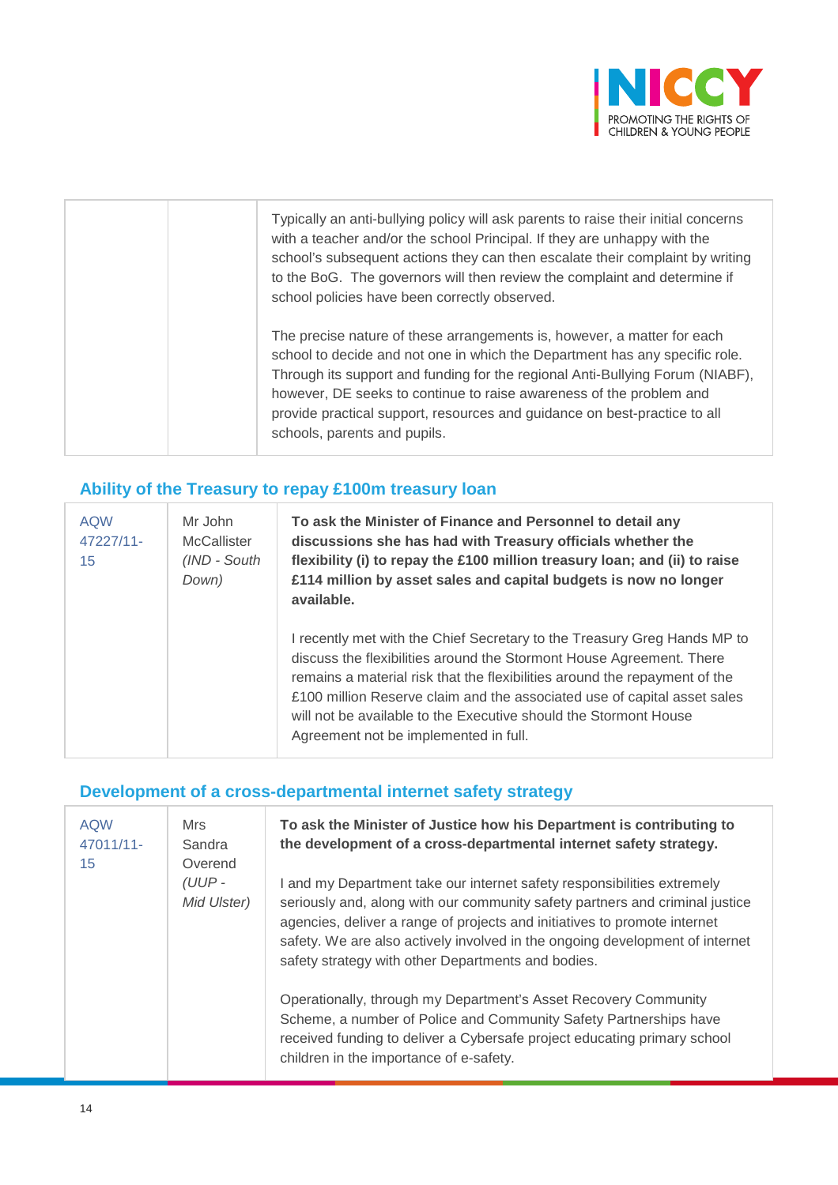| | | Typically an anti-bullying policy will ask parents to raise their initial concerns with a teacher and/or the school Principal. If they are unhappy with the school's subsequent actions they can then escalate their complaint by writing to the BoG. The governors will then review the complaint and determine if school policies have been correctly observed.<br><br>The precise nature of these arrangements is, however, a matter for each school to decide and not one in which the Department has any specific role. Through its support and funding for the regional Anti-Bullying Forum (NIABF), however, DE seeks to continue to raise awareness of the problem and provide practical support, resources and guidance on best-practice to all schools, parents and pupils. |
|---|---|---|

## Ability of the Treasury to repay £100m treasury loan

| AQW 47227/11-15 | Mr John McCallister *(IND - South Down)* | **To ask the Minister of Finance and Personnel to detail any discussions she has had with Treasury officials whether the flexibility (i) to repay the £100 million treasury loan; and (ii) to raise £114 million by asset sales and capital budgets is now no longer available.**<br><br>I recently met with the Chief Secretary to the Treasury Greg Hands MP to discuss the flexibilities around the Stormont House Agreement. There remains a material risk that the flexibilities around the repayment of the £100 million Reserve claim and the associated use of capital asset sales will not be available to the Executive should the Stormont House Agreement not be implemented in full. |
|---|---|---|

## Development of a cross-departmental internet safety strategy

| AQW 47011/11-15 | Mrs Sandra Overend *(UUP - Mid Ulster)* | **To ask the Minister of Justice how his Department is contributing to the development of a cross-departmental internet safety strategy.**<br><br>I and my Department take our internet safety responsibilities extremely seriously and, along with our community safety partners and criminal justice agencies, deliver a range of projects and initiatives to promote internet safety. We are also actively involved in the ongoing development of internet safety strategy with other Departments and bodies.<br><br>Operationally, through my Department's Asset Recovery Community Scheme, a number of Police and Community Safety Partnerships have received funding to deliver a Cybersafe project educating primary school children in the importance of e-safety. |
|---|---|---|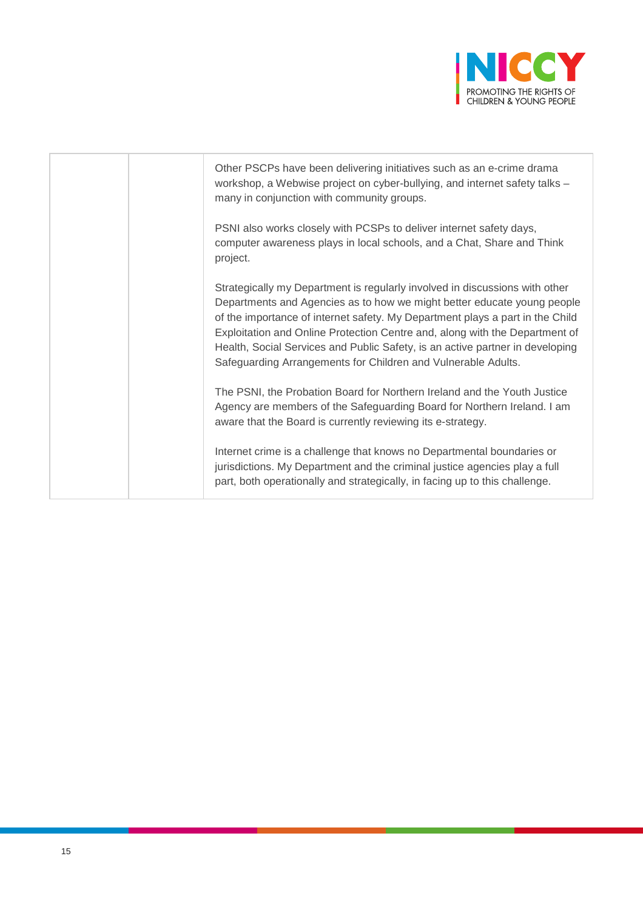| | | |
|---|---|---|
| | | Other PSCPs have been delivering initiatives such as an e-crime drama workshop, a Webwise project on cyber-bullying, and internet safety talks – many in conjunction with community groups.<br><br>PSNI also works closely with PCSPs to deliver internet safety days, computer awareness plays in local schools, and a Chat, Share and Think project.<br><br>Strategically my Department is regularly involved in discussions with other Departments and Agencies as to how we might better educate young people of the importance of internet safety. My Department plays a part in the Child Exploitation and Online Protection Centre and, along with the Department of Health, Social Services and Public Safety, is an active partner in developing Safeguarding Arrangements for Children and Vulnerable Adults.<br><br>The PSNI, the Probation Board for Northern Ireland and the Youth Justice Agency are members of the Safeguarding Board for Northern Ireland. I am aware that the Board is currently reviewing its e-strategy.<br><br>Internet crime is a challenge that knows no Departmental boundaries or jurisdictions. My Department and the criminal justice agencies play a full part, both operationally and strategically, in facing up to this challenge. |